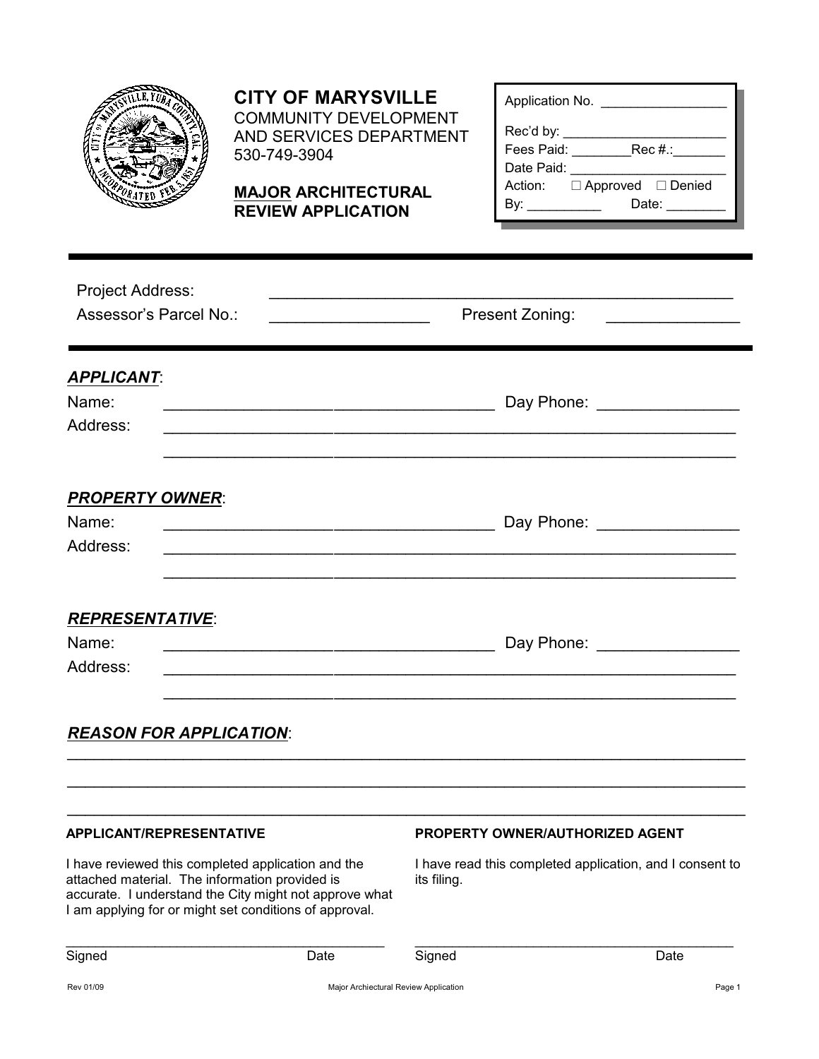# CITY OF MARYSVILLE

COMMUNITY DEVELOPMENT AND SERVICES DEPARTMENT
530-749-3904

**MAJOR ARCHITECTURAL REVIEW APPLICATION**

Application No. _________________

Rec'd by: _______________________
Fees Paid: ________Rec #.:_______
Date Paid: ______________________
Action: ☐ Approved ☐ Denied
By: __________ Date: ________

---

Project Address: ______________________________________________________

Assessor's Parcel No.: __________________ Present Zoning: _______________

---

***APPLICANT***:

Name: ______________________________________ Day Phone: ________________

Address: _________________________________________________________________

_________________________________________________________________

***PROPERTY OWNER***:

Name: ______________________________________ Day Phone: ________________

Address: _________________________________________________________________

_________________________________________________________________

***REPRESENTATIVE***:

Name: ______________________________________ Day Phone: ________________

Address: _________________________________________________________________

_________________________________________________________________

***REASON FOR APPLICATION***:

_____________________________________________________________________________

_____________________________________________________________________________

_____________________________________________________________________________

**APPLICANT/REPRESENTATIVE**

I have reviewed this completed application and the attached material. The information provided is accurate. I understand the City might not approve what I am applying for or might set conditions of approval.

____________________________________________

Signed Date

**PROPERTY OWNER/AUTHORIZED AGENT**

I have read this completed application, and I consent to its filing.

____________________________________________

Signed Date

Rev 01/09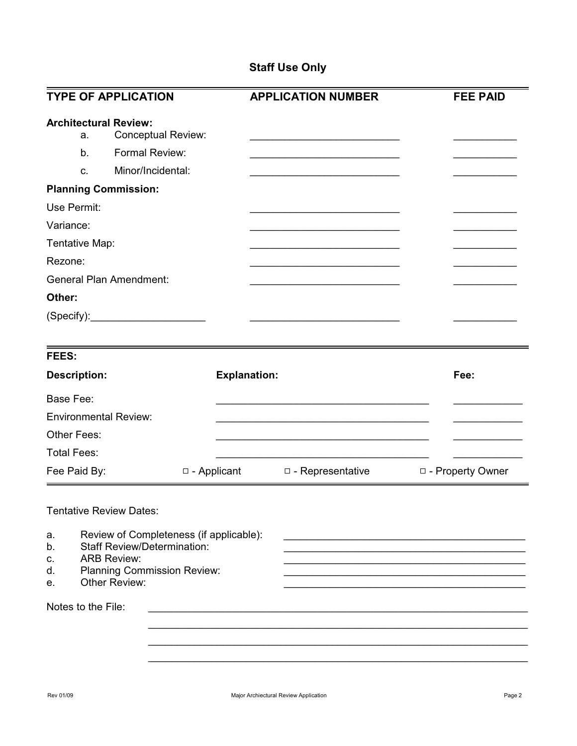## Staff Use Only

| TYPE OF APPLICATION | APPLICATION NUMBER | FEE PAID |
|---|---|---|
| **Architectural Review:** | | |
| a. Conceptual Review: | ___________________________ | ___________ |
| b. Formal Review: | ___________________________ | ___________ |
| c. Minor/Incidental: | ___________________________ | ___________ |
| **Planning Commission:** | | |
| Use Permit: | ___________________________ | ___________ |
| Variance: | ___________________________ | ___________ |
| Tentative Map: | ___________________________ | ___________ |
| Rezone: | ___________________________ | ___________ |
| General Plan Amendment: | ___________________________ | ___________ |
| **Other:** | | |
| (Specify):____________________ | ___________________________ | ___________ |

**FEES:**

| Description: | Explanation: | Fee: |
|---|---|---|
| Base Fee: | ______________________________________ | ____________ |
| Environmental Review: | ______________________________________ | ____________ |
| Other Fees: | ______________________________________ | ____________ |
| Total Fees: | ______________________________________ | ____________ |

Fee Paid By: □ - Applicant □ - Representative □ - Property Owner

Tentative Review Dates:

a. Review of Completeness (if applicable): ___________________________________________
b. Staff Review/Determination: ___________________________________________
c. ARB Review: ___________________________________________
d. Planning Commission Review: ___________________________________________
e. Other Review: ___________________________________________

Notes to the File: ____________________________________________________________________

____________________________________________________________________

____________________________________________________________________

____________________________________________________________________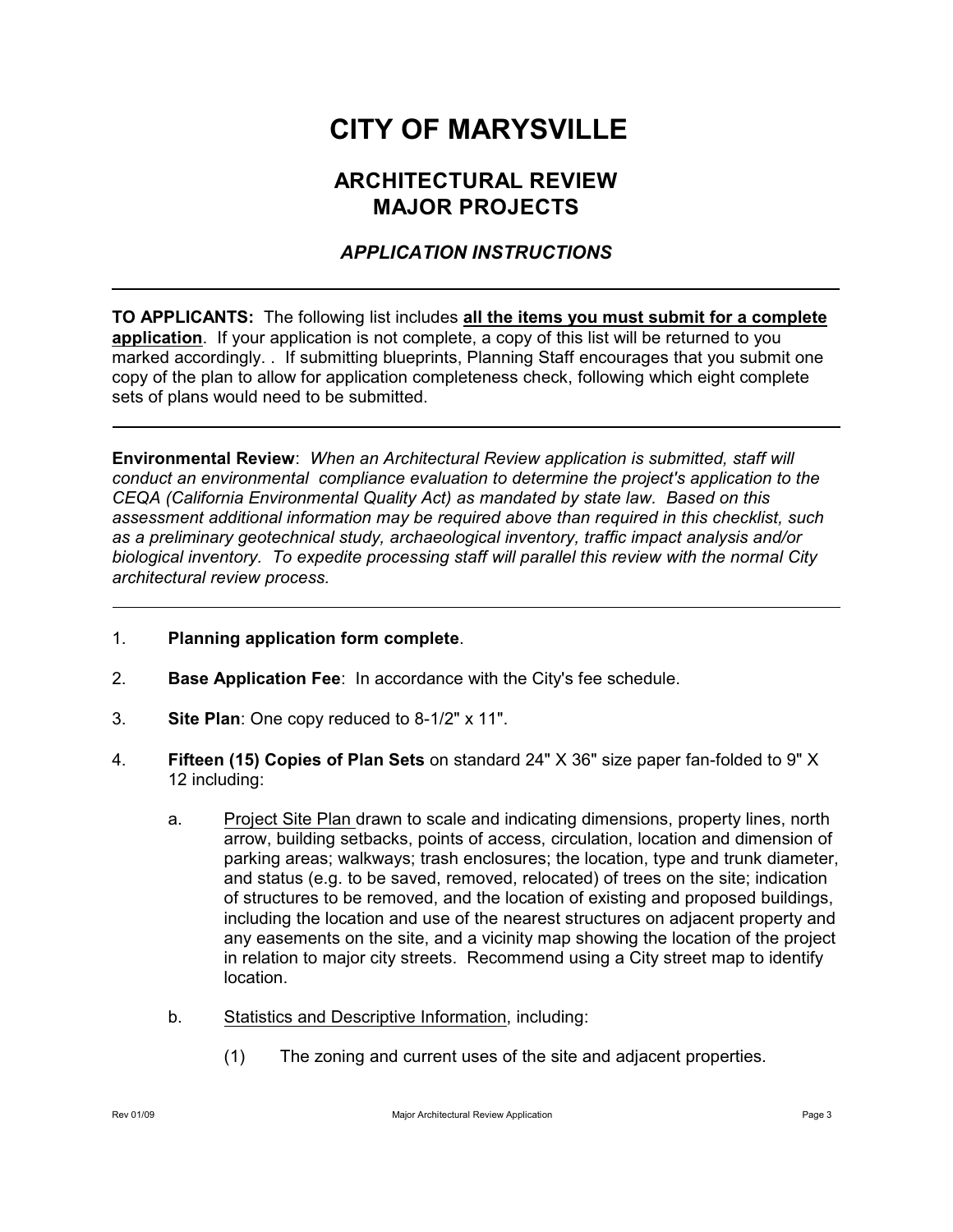# CITY OF MARYSVILLE

## ARCHITECTURAL REVIEW
## MAJOR PROJECTS

### *APPLICATION INSTRUCTIONS*

---

**TO APPLICANTS:** The following list includes **all the items you must submit for a complete application**. If your application is not complete, a copy of this list will be returned to you marked accordingly. . If submitting blueprints, Planning Staff encourages that you submit one copy of the plan to allow for application completeness check, following which eight complete sets of plans would need to be submitted.

---

**Environmental Review**: *When an Architectural Review application is submitted, staff will conduct an environmental compliance evaluation to determine the project's application to the CEQA (California Environmental Quality Act) as mandated by state law. Based on this assessment additional information may be required above than required in this checklist, such as a preliminary geotechnical study, archaeological inventory, traffic impact analysis and/or biological inventory. To expedite processing staff will parallel this review with the normal City architectural review process.*

---

1. **Planning application form complete**.

2. **Base Application Fee**: In accordance with the City's fee schedule.

3. **Site Plan**: One copy reduced to 8-1/2" x 11".

4. **Fifteen (15) Copies of Plan Sets** on standard 24" X 36" size paper fan-folded to 9" X 12 including:

   a. Project Site Plan drawn to scale and indicating dimensions, property lines, north arrow, building setbacks, points of access, circulation, location and dimension of parking areas; walkways; trash enclosures; the location, type and trunk diameter, and status (e.g. to be saved, removed, relocated) of trees on the site; indication of structures to be removed, and the location of existing and proposed buildings, including the location and use of the nearest structures on adjacent property and any easements on the site, and a vicinity map showing the location of the project in relation to major city streets. Recommend using a City street map to identify location.

   b. Statistics and Descriptive Information, including:

      (1) The zoning and current uses of the site and adjacent properties.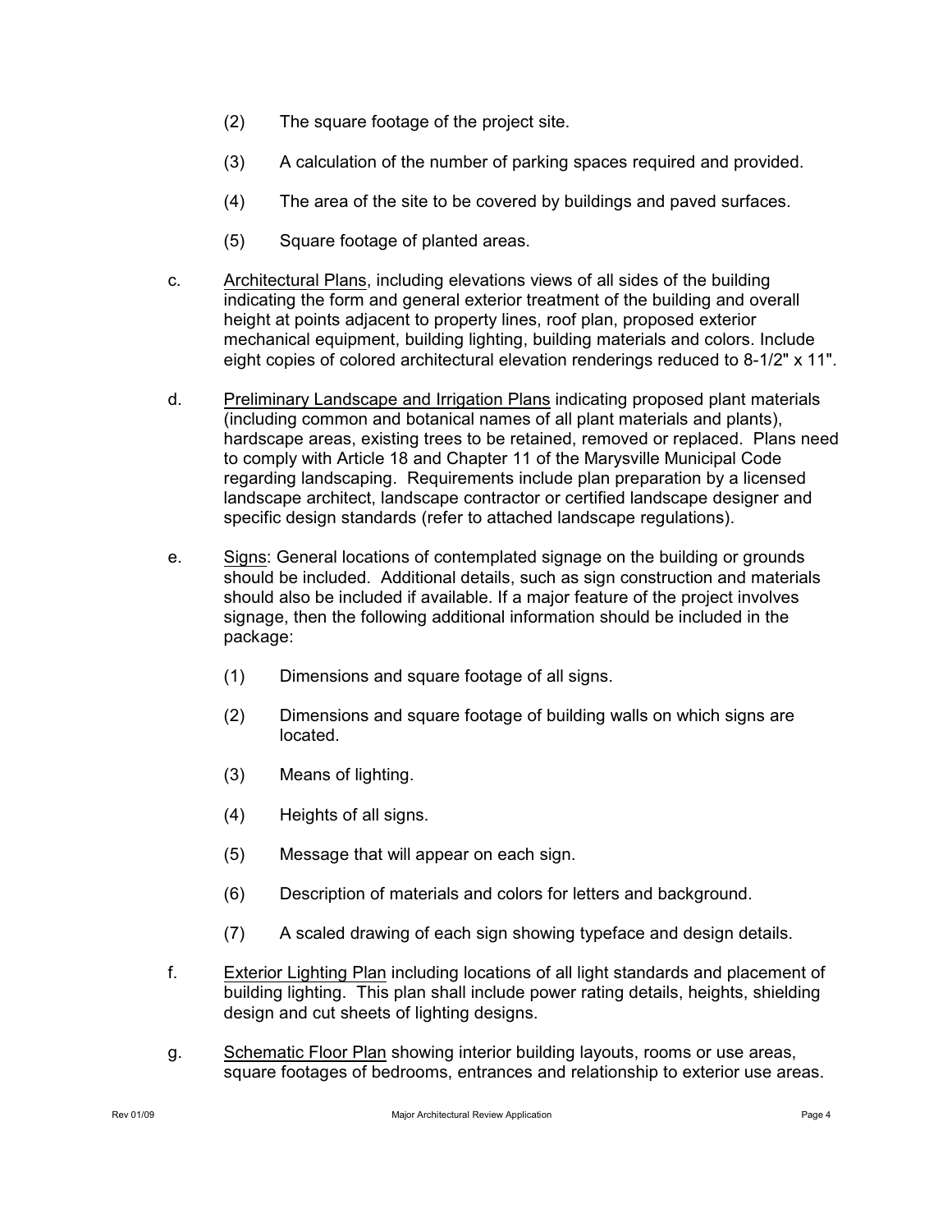(2) The square footage of the project site.

(3) A calculation of the number of parking spaces required and provided.

(4) The area of the site to be covered by buildings and paved surfaces.

(5) Square footage of planted areas.

c. <u>Architectural Plans</u>, including elevations views of all sides of the building indicating the form and general exterior treatment of the building and overall height at points adjacent to property lines, roof plan, proposed exterior mechanical equipment, building lighting, building materials and colors. Include eight copies of colored architectural elevation renderings reduced to 8-1/2" x 11".

d. <u>Preliminary Landscape and Irrigation Plans</u> indicating proposed plant materials (including common and botanical names of all plant materials and plants), hardscape areas, existing trees to be retained, removed or replaced. Plans need to comply with Article 18 and Chapter 11 of the Marysville Municipal Code regarding landscaping. Requirements include plan preparation by a licensed landscape architect, landscape contractor or certified landscape designer and specific design standards (refer to attached landscape regulations).

e. <u>Signs</u>: General locations of contemplated signage on the building or grounds should be included. Additional details, such as sign construction and materials should also be included if available. If a major feature of the project involves signage, then the following additional information should be included in the package:

(1) Dimensions and square footage of all signs.

(2) Dimensions and square footage of building walls on which signs are located.

(3) Means of lighting.

(4) Heights of all signs.

(5) Message that will appear on each sign.

(6) Description of materials and colors for letters and background.

(7) A scaled drawing of each sign showing typeface and design details.

f. <u>Exterior Lighting Plan</u> including locations of all light standards and placement of building lighting. This plan shall include power rating details, heights, shielding design and cut sheets of lighting designs.

g. <u>Schematic Floor Plan</u> showing interior building layouts, rooms or use areas, square footages of bedrooms, entrances and relationship to exterior use areas.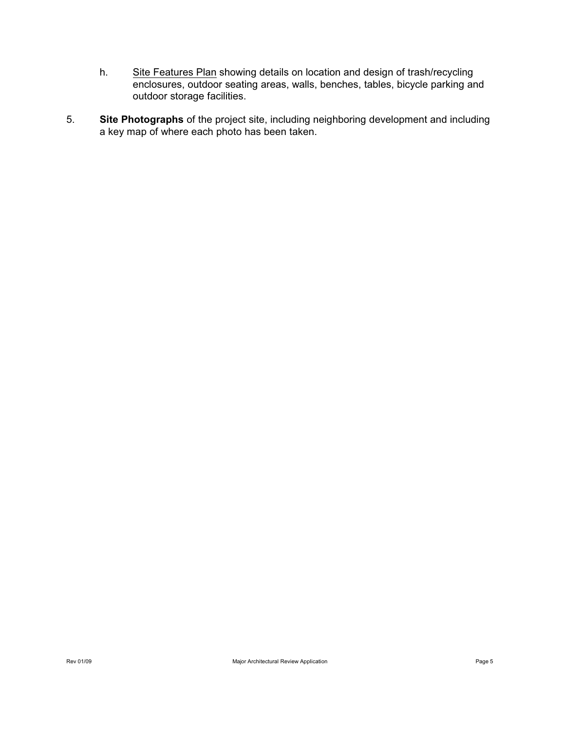h. <u>Site Features Plan</u> showing details on location and design of trash/recycling enclosures, outdoor seating areas, walls, benches, tables, bicycle parking and outdoor storage facilities.

5. **Site Photographs** of the project site, including neighboring development and including a key map of where each photo has been taken.